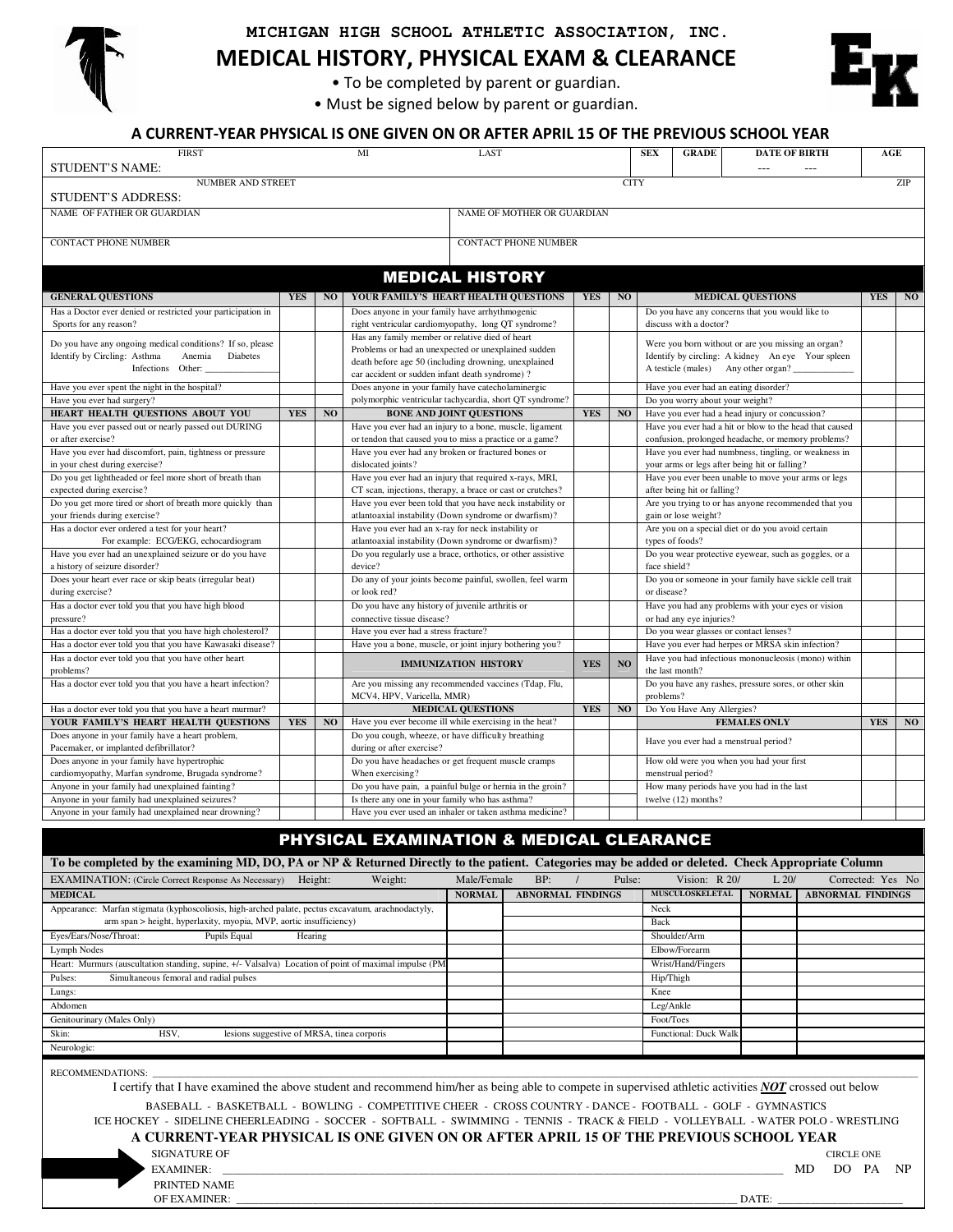# MICHIGAN HIGH SCHOOL ATHLETIC ASSOCIATION, INC.

## MEDICAL HISTORY, PHYSICAL EXAM & CLEARANCE

- To be completed by parent or guardian.
- Must be signed below by parent or guardian.

**A CURRENT-YEAR PHYSICAL IS ONE GIVEN ON OR AFTER APRIL 15 OF THE PREVIOUS SCHOOL YEAR**

| | FIRST | MI | LAST | SEX | GRADE | DATE OF BIRTH | AGE |
|---|---|---|---|---|---|---|---|
| STUDENT'S NAME: | | | | | | --- --- | |

| | NUMBER AND STREET | CITY | ZIP |
|---|---|---|---|
| STUDENT'S ADDRESS: | | | |

| NAME OF FATHER OR GUARDIAN | NAME OF MOTHER OR GUARDIAN |
|---|---|
| | |
| CONTACT PHONE NUMBER | CONTACT PHONE NUMBER |
| | |

## MEDICAL HISTORY

| GENERAL QUESTIONS | YES | NO |
|---|---|---|
| Has a Doctor ever denied or restricted your participation in Sports for any reason? | | |
| Do you have any ongoing medical conditions? If so, please Identify by Circling: Asthma Anemia Diabetes Infections Other: ______ | | |
| Have you ever spent the night in the hospital? | | |
| Have you ever had surgery? | | |
| **HEART HEALTH QUESTIONS ABOUT YOU** | **YES** | **NO** |
| Have you ever passed out or nearly passed out DURING or after exercise? | | |
| Have you ever had discomfort, pain, tightness or pressure in your chest during exercise? | | |
| Do you get lightheaded or feel more short of breath than expected during exercise? | | |
| Do you get more tired or short of breath more quickly than your friends during exercise? | | |
| Has a doctor ever ordered a test for your heart? For example: ECG/EKG, echocardiogram | | |
| Have you ever had an unexplained seizure or do you have a history of seizure disorder? | | |
| Does your heart ever race or skip beats (irregular beat) during exercise? | | |
| Has a doctor ever told you that you have high blood pressure? | | |
| Has a doctor ever told you that you have high cholesterol? | | |
| Has a doctor ever told you that you have Kawasaki disease? | | |
| Has a doctor ever told you that you have other heart problems? | | |
| Has a doctor ever told you that you have a heart infection? | | |
| Has a doctor ever told you that you have a heart murmur? | | |
| **YOUR FAMILY'S HEART HEALTH QUESTIONS** | **YES** | **NO** |
| Does anyone in your family have a heart problem, Pacemaker, or implanted defibrillator? | | |
| Does anyone in your family have hypertrophic cardiomyopathy, Marfan syndrome, Brugada syndrome? | | |
| Anyone in your family had unexplained fainting? | | |
| Anyone in your family had unexplained seizures? | | |
| Anyone in your family had unexplained near drowning? | | |

| YOUR FAMILY'S HEART HEALTH QUESTIONS | YES | NO |
|---|---|---|
| Does anyone in your family have arrhythmogenic right ventricular cardiomyopathy, long QT syndrome? | | |
| Has any family member or relative died of heart Problems or had an unexpected or unexplained sudden death before age 50 (including drowning, unexplained car accident or sudden infant death syndrome) ? | | |
| Does anyone in your family have catecholaminergic polymorphic ventricular tachycardia, short QT syndrome? | | |
| **BONE AND JOINT QUESTIONS** | **YES** | **NO** |
| Have you ever had an injury to a bone, muscle, ligament or tendon that caused you to miss a practice or a game? | | |
| Have you ever had any broken or fractured bones or dislocated joints? | | |
| Have you ever had an injury that required x-rays, MRI, CT scan, injections, therapy, a brace or cast or crutches? | | |
| Have you ever been told that you have neck instability or atlantoaxial instability (Down syndrome or dwarfism)? | | |
| Have you ever had an x-ray for neck instability or atlantoaxial instability (Down syndrome or dwarfism)? | | |
| Do you regularly use a brace, orthotics, or other assistive device? | | |
| Do any of your joints become painful, swollen, feel warm or look red? | | |
| Do you have any history of juvenile arthritis or connective tissue disease? | | |
| Have you ever had a stress fracture? | | |
| Have you a bone, muscle, or joint injury bothering you? | | |
| **IMMUNIZATION HISTORY** | **YES** | **NO** |
| Are you missing any recommended vaccines (Tdap, Flu, MCV4, HPV, Varicella, MMR) | | |
| **MEDICAL QUESTIONS** | **YES** | **NO** |
| Have you ever become ill while exercising in the heat? | | |
| Do you cough, wheeze, or have difficulty breathing during or after exercise? | | |
| Do you have headaches or get frequent muscle cramps When exercising? | | |
| Do you have pain, a painful bulge or hernia in the groin? | | |
| Is there any one in your family who has asthma? | | |
| Have you ever used an inhaler or taken asthma medicine? | | |

| MEDICAL QUESTIONS | YES | NO |
|---|---|---|
| Do you have any concerns that you would like to discuss with a doctor? | | |
| Were you born without or are you missing an organ? Identify by circling: A kidney An eye Your spleen A testicle (males) Any other organ? ______ | | |
| Have you ever had an eating disorder? | | |
| Do you worry about your weight? | | |
| Have you ever had a head injury or concussion? | | |
| Have you ever had a hit or blow to the head that caused confusion, prolonged headache, or memory problems? | | |
| Have you ever had numbness, tingling, or weakness in your arms or legs after being hit or falling? | | |
| Have you ever been unable to move your arms or legs after being hit or falling? | | |
| Are you trying to or has anyone recommended that you gain or lose weight? | | |
| Are you on a special diet or do you avoid certain types of foods? | | |
| Do you wear protective eyewear, such as goggles, or a face shield? | | |
| Do you or someone in your family have sickle cell trait or disease? | | |
| Have you had any problems with your eyes or vision or had any eye injuries? | | |
| Do you wear glasses or contact lenses? | | |
| Have you ever had herpes or MRSA skin infection? | | |
| Have you had infectious mononucleosis (mono) within the last month? | | |
| Do you have any rashes, pressure sores, or other skin problems? | | |
| Do You Have Any Allergies? | | |
| **FEMALES ONLY** | **YES** | **NO** |
| Have you ever had a menstrual period? | | |
| How old were you when you had your first menstrual period? | | |
| How many periods have you had in the last twelve (12) months? | | |

## PHYSICAL EXAMINATION & MEDICAL CLEARANCE

**To be completed by the examining MD, DO, PA or NP & Returned Directly to the patient. Categories may be added or deleted. Check Appropriate Column**

EXAMINATION: (Circle Correct Response As Necessary) Height: Weight: Male/Female BP: / Pulse: Vision: R 20/ L 20/ Corrected: Yes No

| MEDICAL | NORMAL | ABNORMAL FINDINGS | MUSCULOSKELETAL | NORMAL | ABNORMAL FINDINGS |
|---|---|---|---|---|---|
| Appearance: Marfan stigmata (kyphoscoliosis, high-arched palate, pectus excavatum, arachnodactyly, arm span > height, hyperlaxity, myopia, MVP, aortic insufficiency) | | | Neck | | |
| | | | Back | | |
| Eyes/Ears/Nose/Throat: Pupils Equal Hearing | | | Shoulder/Arm | | |
| Lymph Nodes | | | Elbow/Forearm | | |
| Heart: Murmurs (auscultation standing, supine, +/- Valsalva) Location of point of maximal impulse (PM | | | Wrist/Hand/Fingers | | |
| Pulses: Simultaneous femoral and radial pulses | | | Hip/Thigh | | |
| Lungs: | | | Knee | | |
| Abdomen | | | Leg/Ankle | | |
| Genitourinary (Males Only) | | | Foot/Toes | | |
| Skin: HSV, lesions suggestive of MRSA, tinea corporis | | | Functional: Duck Walk | | |
| Neurologic: | | | | | |

RECOMMENDATIONS: ______

I certify that I have examined the above student and recommend him/her as being able to compete in supervised athletic activities ***NOT*** crossed out below

BASEBALL - BASKETBALL - BOWLING - COMPETITIVE CHEER - CROSS COUNTRY - DANCE - FOOTBALL - GOLF - GYMNASTICS
ICE HOCKEY - SIDELINE CHEERLEADING - SOCCER - SOFTBALL - SWIMMING - TENNIS - TRACK & FIELD - VOLLEYBALL - WATER POLO - WRESTLING

**A CURRENT-YEAR PHYSICAL IS ONE GIVEN ON OR AFTER APRIL 15 OF THE PREVIOUS SCHOOL YEAR**

SIGNATURE OF EXAMINER: ______ CIRCLE ONE: MD DO PA NP

PRINTED NAME OF EXAMINER: ______ DATE: ______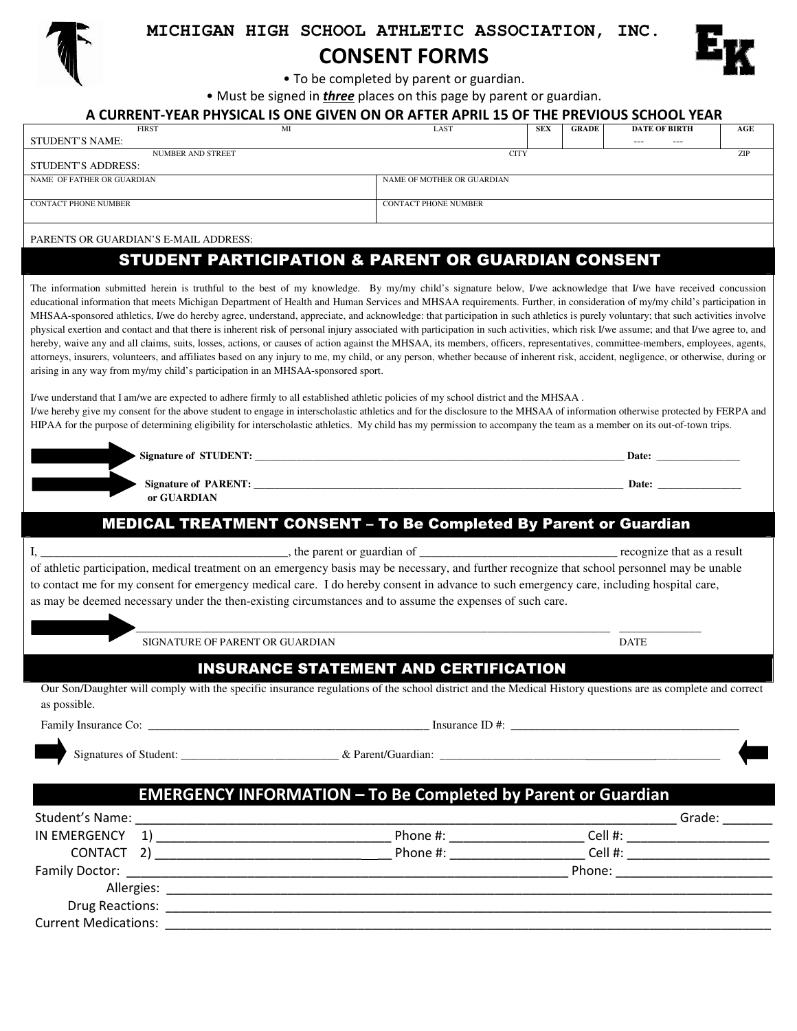# MICHIGAN HIGH SCHOOL ATHLETIC ASSOCIATION, INC.

## CONSENT FORMS

- To be completed by parent or guardian.
- Must be signed in ***three*** places on this page by parent or guardian.

**A CURRENT-YEAR PHYSICAL IS ONE GIVEN ON OR AFTER APRIL 15 OF THE PREVIOUS SCHOOL YEAR**

| | FIRST | MI | LAST | SEX | GRADE | DATE OF BIRTH | AGE |
|---|---|---|---|---|---|---|---|
| STUDENT'S NAME: | | | | | | --- --- | |

| | NUMBER AND STREET | CITY | ZIP |
|---|---|---|---|
| STUDENT'S ADDRESS: | | | |

| | |
|---|---|
| NAME OF FATHER OR GUARDIAN | NAME OF MOTHER OR GUARDIAN |
| CONTACT PHONE NUMBER | CONTACT PHONE NUMBER |

PARENTS OR GUARDIAN'S E-MAIL ADDRESS:

## STUDENT PARTICIPATION & PARENT OR GUARDIAN CONSENT

The information submitted herein is truthful to the best of my knowledge. By my/my child's signature below, I/we acknowledge that I/we have received concussion educational information that meets Michigan Department of Health and Human Services and MHSAA requirements. Further, in consideration of my/my child's participation in MHSAA-sponsored athletics, I/we do hereby agree, understand, appreciate, and acknowledge: that participation in such athletics is purely voluntary; that such activities involve physical exertion and contact and that there is inherent risk of personal injury associated with participation in such activities, which risk I/we assume; and that I/we agree to, and hereby, waive any and all claims, suits, losses, actions, or causes of action against the MHSAA, its members, officers, representatives, committee-members, employees, agents, attorneys, insurers, volunteers, and affiliates based on any injury to me, my child, or any person, whether because of inherent risk, accident, negligence, or otherwise, during or arising in any way from my/my child's participation in an MHSAA-sponsored sport.

I/we understand that I am/we are expected to adhere firmly to all established athletic policies of my school district and the MHSAA .
I/we hereby give my consent for the above student to engage in interscholastic athletics and for the disclosure to the MHSAA of information otherwise protected by FERPA and HIPAA for the purpose of determining eligibility for interscholastic athletics. My child has my permission to accompany the team as a member on its out-of-town trips.

**Signature of STUDENT:** ______________________________ **Date:** ______________

**Signature of PARENT: or GUARDIAN** ______________________________ **Date:** ______________

## MEDICAL TREATMENT CONSENT – To Be Completed By Parent or Guardian

I, ______________________________, the parent or guardian of ______________________________ recognize that as a result of athletic participation, medical treatment on an emergency basis may be necessary, and further recognize that school personnel may be unable to contact me for my consent for emergency medical care. I do hereby consent in advance to such emergency care, including hospital care, as may be deemed necessary under the then-existing circumstances and to assume the expenses of such care.

______________________________ ______________
SIGNATURE OF PARENT OR GUARDIAN DATE

## INSURANCE STATEMENT AND CERTIFICATION

Our Son/Daughter will comply with the specific insurance regulations of the school district and the Medical History questions are as complete and correct as possible.

Family Insurance Co: ______________________________ Insurance ID #: ______________________________

Signatures of Student: ______________________ & Parent/Guardian: ______________________________

## EMERGENCY INFORMATION – To Be Completed by Parent or Guardian

Student's Name: ______________________________ Grade: _______

IN EMERGENCY 1) ______________________ Phone #: ______________ Cell #: ______________

CONTACT 2) ______________________ Phone #: ______________ Cell #: ______________

Family Doctor: ______________________________ Phone: ______________

Allergies: ______________________________

Drug Reactions: ______________________________

Current Medications: ______________________________